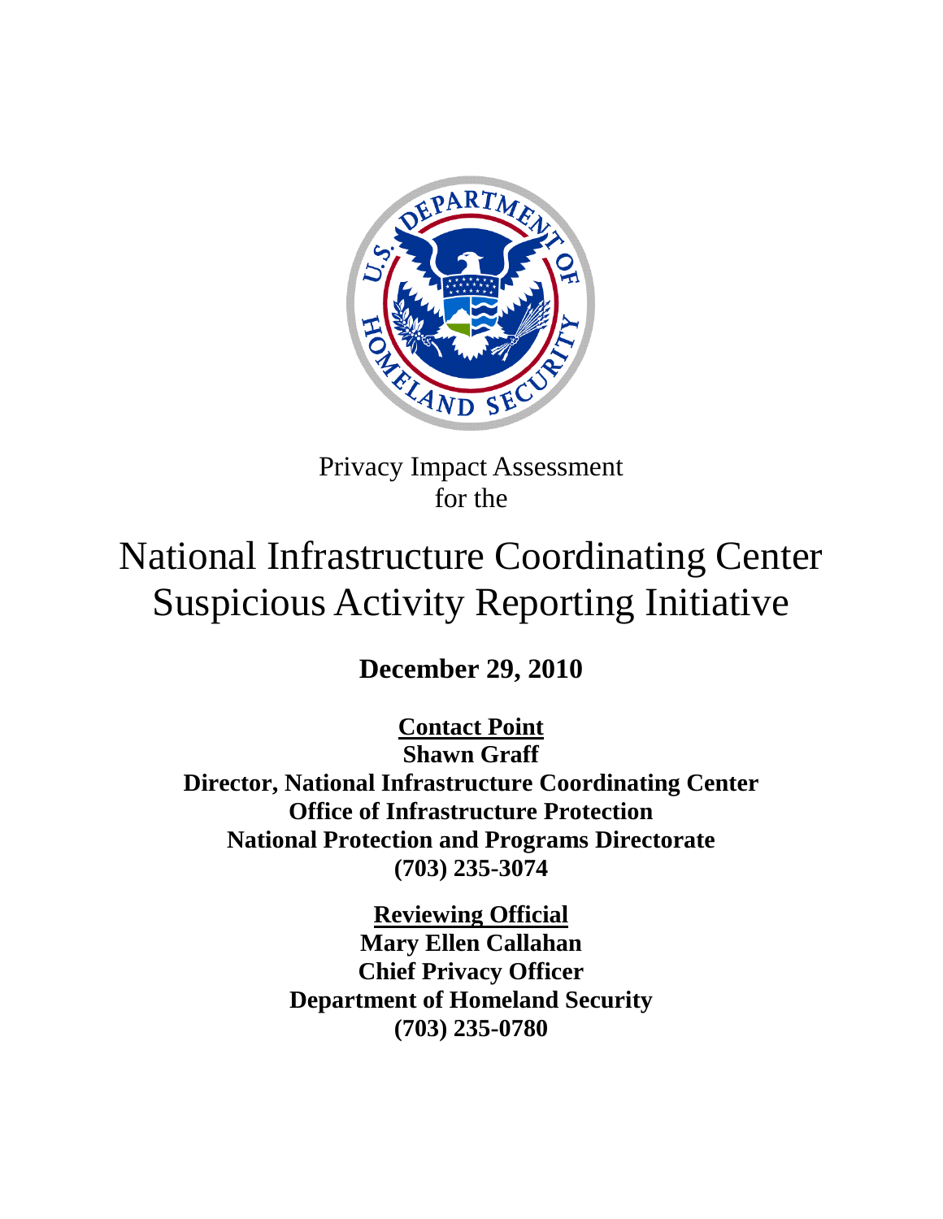Privacy Impact Assessment
for the

# National Infrastructure Coordinating Center Suspicious Activity Reporting Initiative

**December 29, 2010**

**Contact Point**
**Shawn Graff**
**Director, National Infrastructure Coordinating Center**
**Office of Infrastructure Protection**
**National Protection and Programs Directorate**
**(703) 235-3074**

**Reviewing Official**
**Mary Ellen Callahan**
**Chief Privacy Officer**
**Department of Homeland Security**
**(703) 235-0780**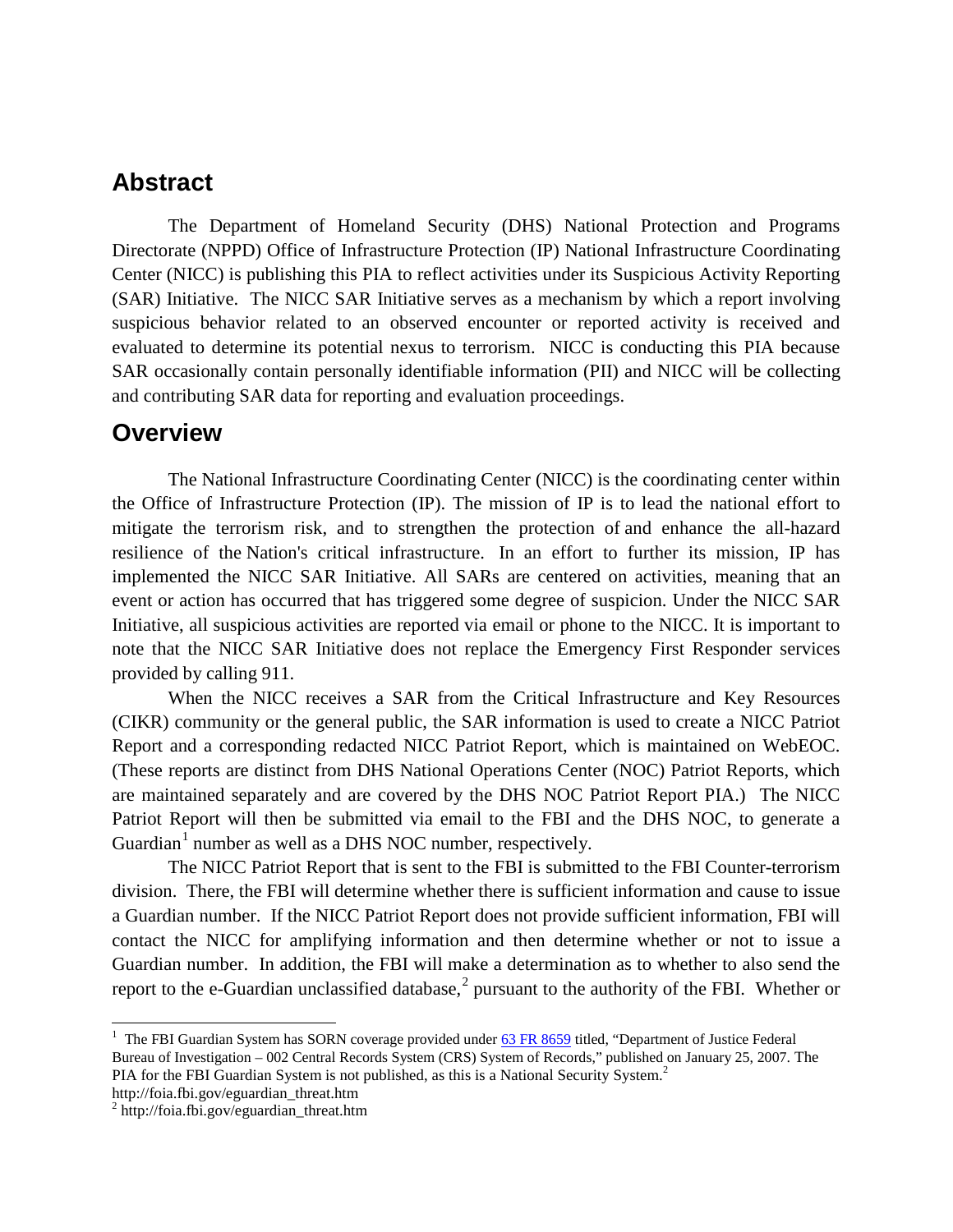## Abstract

The Department of Homeland Security (DHS) National Protection and Programs Directorate (NPPD) Office of Infrastructure Protection (IP) National Infrastructure Coordinating Center (NICC) is publishing this PIA to reflect activities under its Suspicious Activity Reporting (SAR) Initiative. The NICC SAR Initiative serves as a mechanism by which a report involving suspicious behavior related to an observed encounter or reported activity is received and evaluated to determine its potential nexus to terrorism. NICC is conducting this PIA because SAR occasionally contain personally identifiable information (PII) and NICC will be collecting and contributing SAR data for reporting and evaluation proceedings.

## Overview

The National Infrastructure Coordinating Center (NICC) is the coordinating center within the Office of Infrastructure Protection (IP). The mission of IP is to lead the national effort to mitigate the terrorism risk, and to strengthen the protection of and enhance the all-hazard resilience of the Nation's critical infrastructure. In an effort to further its mission, IP has implemented the NICC SAR Initiative. All SARs are centered on activities, meaning that an event or action has occurred that has triggered some degree of suspicion. Under the NICC SAR Initiative, all suspicious activities are reported via email or phone to the NICC. It is important to note that the NICC SAR Initiative does not replace the Emergency First Responder services provided by calling 911.

When the NICC receives a SAR from the Critical Infrastructure and Key Resources (CIKR) community or the general public, the SAR information is used to create a NICC Patriot Report and a corresponding redacted NICC Patriot Report, which is maintained on WebEOC. (These reports are distinct from DHS National Operations Center (NOC) Patriot Reports, which are maintained separately and are covered by the DHS NOC Patriot Report PIA.) The NICC Patriot Report will then be submitted via email to the FBI and the DHS NOC, to generate a Guardian[1] number as well as a DHS NOC number, respectively.

The NICC Patriot Report that is sent to the FBI is submitted to the FBI Counter-terrorism division. There, the FBI will determine whether there is sufficient information and cause to issue a Guardian number. If the NICC Patriot Report does not provide sufficient information, FBI will contact the NICC for amplifying information and then determine whether or not to issue a Guardian number. In addition, the FBI will make a determination as to whether to also send the report to the e-Guardian unclassified database,[2] pursuant to the authority of the FBI. Whether or

---

[1] The FBI Guardian System has SORN coverage provided under 63 FR 8659 titled, "Department of Justice Federal Bureau of Investigation – 002 Central Records System (CRS) System of Records," published on January 25, 2007. The PIA for the FBI Guardian System is not published, as this is a National Security System.[2] http://foia.fbi.gov/eguardian_threat.htm

[2] http://foia.fbi.gov/eguardian_threat.htm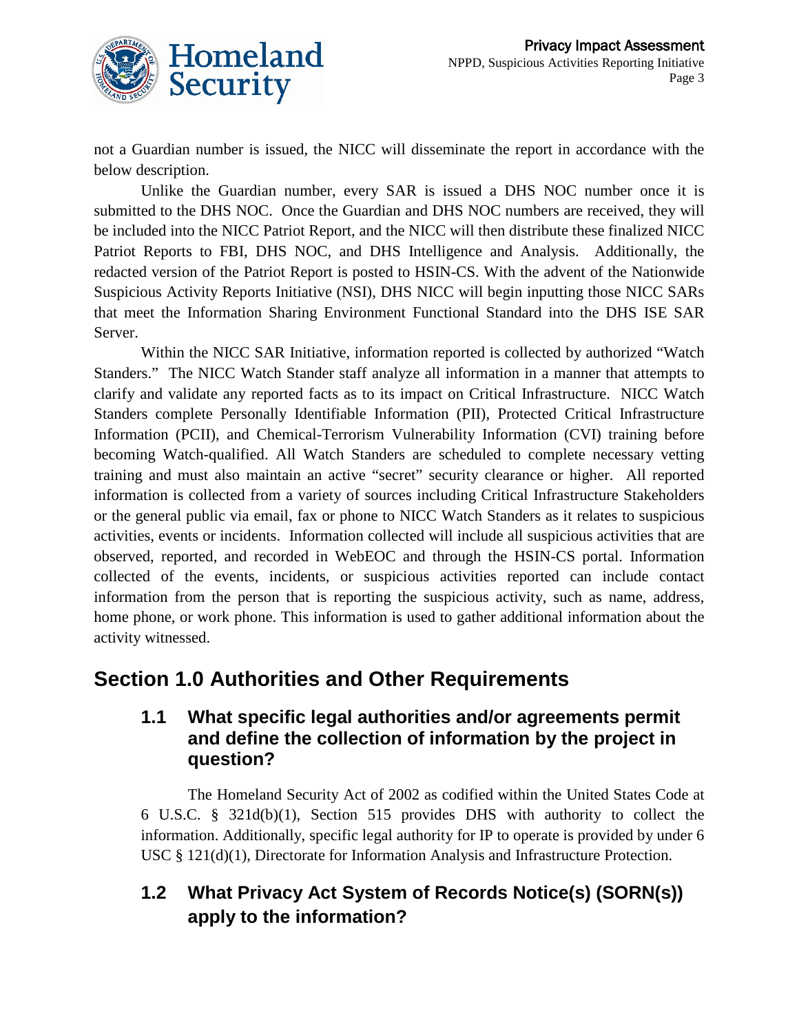not a Guardian number is issued, the NICC will disseminate the report in accordance with the below description.

Unlike the Guardian number, every SAR is issued a DHS NOC number once it is submitted to the DHS NOC. Once the Guardian and DHS NOC numbers are received, they will be included into the NICC Patriot Report, and the NICC will then distribute these finalized NICC Patriot Reports to FBI, DHS NOC, and DHS Intelligence and Analysis. Additionally, the redacted version of the Patriot Report is posted to HSIN-CS. With the advent of the Nationwide Suspicious Activity Reports Initiative (NSI), DHS NICC will begin inputting those NICC SARs that meet the Information Sharing Environment Functional Standard into the DHS ISE SAR Server.

Within the NICC SAR Initiative, information reported is collected by authorized "Watch Standers." The NICC Watch Stander staff analyze all information in a manner that attempts to clarify and validate any reported facts as to its impact on Critical Infrastructure. NICC Watch Standers complete Personally Identifiable Information (PII), Protected Critical Infrastructure Information (PCII), and Chemical-Terrorism Vulnerability Information (CVI) training before becoming Watch-qualified. All Watch Standers are scheduled to complete necessary vetting training and must also maintain an active "secret" security clearance or higher. All reported information is collected from a variety of sources including Critical Infrastructure Stakeholders or the general public via email, fax or phone to NICC Watch Standers as it relates to suspicious activities, events or incidents. Information collected will include all suspicious activities that are observed, reported, and recorded in WebEOC and through the HSIN-CS portal. Information collected of the events, incidents, or suspicious activities reported can include contact information from the person that is reporting the suspicious activity, such as name, address, home phone, or work phone. This information is used to gather additional information about the activity witnessed.

# Section 1.0 Authorities and Other Requirements

## 1.1 What specific legal authorities and/or agreements permit and define the collection of information by the project in question?

The Homeland Security Act of 2002 as codified within the United States Code at 6 U.S.C. § 321d(b)(1), Section 515 provides DHS with authority to collect the information. Additionally, specific legal authority for IP to operate is provided by under 6 USC § 121(d)(1), Directorate for Information Analysis and Infrastructure Protection.

## 1.2 What Privacy Act System of Records Notice(s) (SORN(s)) apply to the information?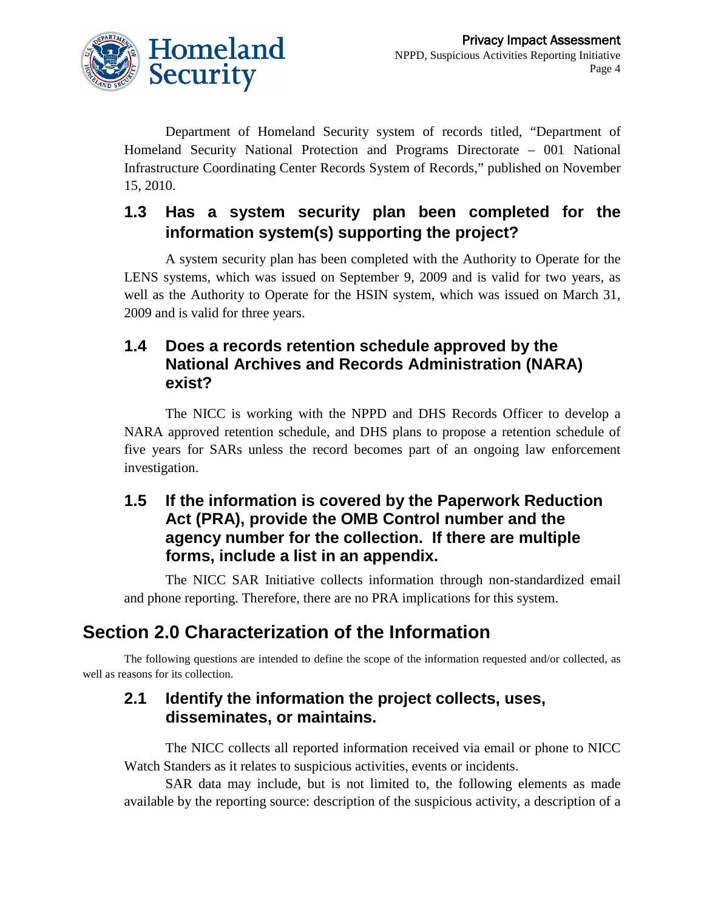Department of Homeland Security system of records titled, "Department of Homeland Security National Protection and Programs Directorate – 001 National Infrastructure Coordinating Center Records System of Records," published on November 15, 2010.

### 1.3 Has a system security plan been completed for the information system(s) supporting the project?

A system security plan has been completed with the Authority to Operate for the LENS systems, which was issued on September 9, 2009 and is valid for two years, as well as the Authority to Operate for the HSIN system, which was issued on March 31, 2009 and is valid for three years.

### 1.4 Does a records retention schedule approved by the National Archives and Records Administration (NARA) exist?

The NICC is working with the NPPD and DHS Records Officer to develop a NARA approved retention schedule, and DHS plans to propose a retention schedule of five years for SARs unless the record becomes part of an ongoing law enforcement investigation.

### 1.5 If the information is covered by the Paperwork Reduction Act (PRA), provide the OMB Control number and the agency number for the collection. If there are multiple forms, include a list in an appendix.

The NICC SAR Initiative collects information through non-standardized email and phone reporting. Therefore, there are no PRA implications for this system.

## Section 2.0 Characterization of the Information

The following questions are intended to define the scope of the information requested and/or collected, as well as reasons for its collection.

### 2.1 Identify the information the project collects, uses, disseminates, or maintains.

The NICC collects all reported information received via email or phone to NICC Watch Standers as it relates to suspicious activities, events or incidents.

SAR data may include, but is not limited to, the following elements as made available by the reporting source: description of the suspicious activity, a description of a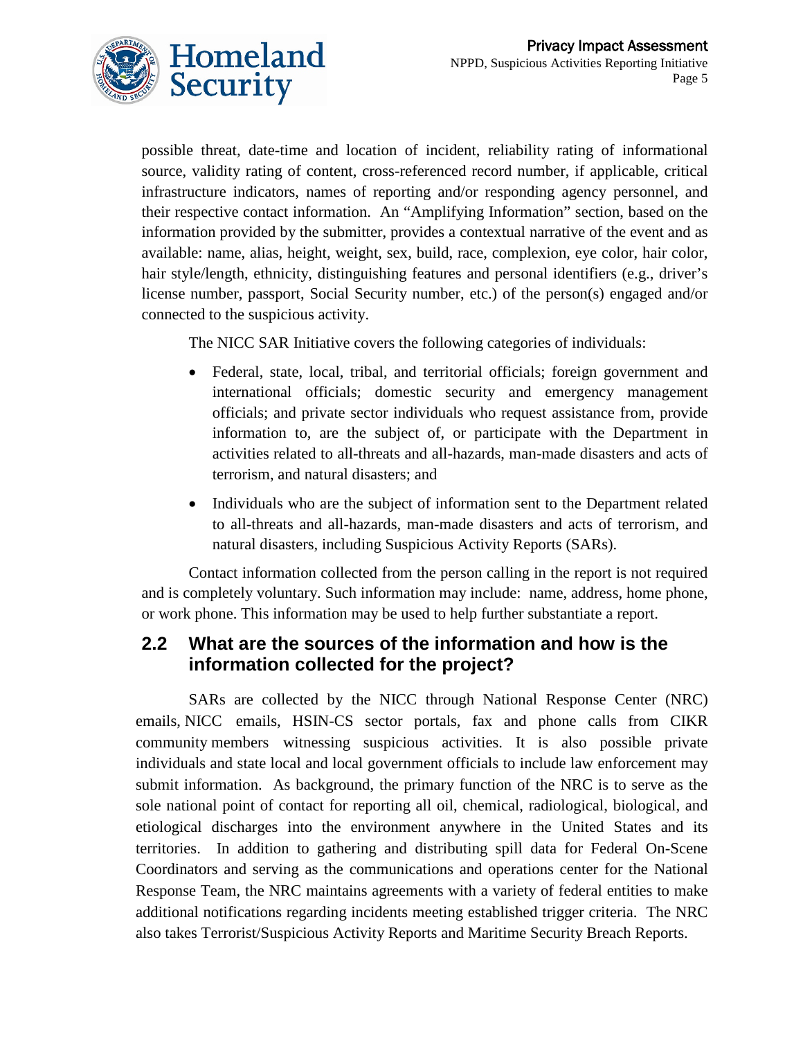possible threat, date-time and location of incident, reliability rating of informational source, validity rating of content, cross-referenced record number, if applicable, critical infrastructure indicators, names of reporting and/or responding agency personnel, and their respective contact information. An "Amplifying Information" section, based on the information provided by the submitter, provides a contextual narrative of the event and as available: name, alias, height, weight, sex, build, race, complexion, eye color, hair color, hair style/length, ethnicity, distinguishing features and personal identifiers (e.g., driver's license number, passport, Social Security number, etc.) of the person(s) engaged and/or connected to the suspicious activity.

The NICC SAR Initiative covers the following categories of individuals:

- Federal, state, local, tribal, and territorial officials; foreign government and international officials; domestic security and emergency management officials; and private sector individuals who request assistance from, provide information to, are the subject of, or participate with the Department in activities related to all-threats and all-hazards, man-made disasters and acts of terrorism, and natural disasters; and
- Individuals who are the subject of information sent to the Department related to all-threats and all-hazards, man-made disasters and acts of terrorism, and natural disasters, including Suspicious Activity Reports (SARs).

Contact information collected from the person calling in the report is not required and is completely voluntary. Such information may include: name, address, home phone, or work phone. This information may be used to help further substantiate a report.

## 2.2 What are the sources of the information and how is the information collected for the project?

SARs are collected by the NICC through National Response Center (NRC) emails, NICC emails, HSIN-CS sector portals, fax and phone calls from CIKR community members witnessing suspicious activities. It is also possible private individuals and state local and local government officials to include law enforcement may submit information. As background, the primary function of the NRC is to serve as the sole national point of contact for reporting all oil, chemical, radiological, biological, and etiological discharges into the environment anywhere in the United States and its territories. In addition to gathering and distributing spill data for Federal On-Scene Coordinators and serving as the communications and operations center for the National Response Team, the NRC maintains agreements with a variety of federal entities to make additional notifications regarding incidents meeting established trigger criteria. The NRC also takes Terrorist/Suspicious Activity Reports and Maritime Security Breach Reports.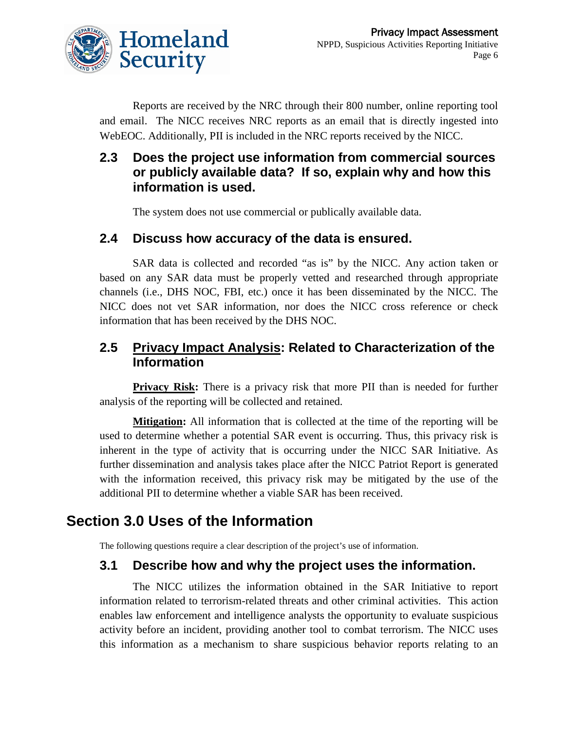Reports are received by the NRC through their 800 number, online reporting tool and email. The NICC receives NRC reports as an email that is directly ingested into WebEOC. Additionally, PII is included in the NRC reports received by the NICC.

### 2.3 Does the project use information from commercial sources or publicly available data? If so, explain why and how this information is used.

The system does not use commercial or publically available data.

### 2.4 Discuss how accuracy of the data is ensured.

SAR data is collected and recorded "as is" by the NICC. Any action taken or based on any SAR data must be properly vetted and researched through appropriate channels (i.e., DHS NOC, FBI, etc.) once it has been disseminated by the NICC. The NICC does not vet SAR information, nor does the NICC cross reference or check information that has been received by the DHS NOC.

### 2.5 Privacy Impact Analysis: Related to Characterization of the Information

**Privacy Risk:** There is a privacy risk that more PII than is needed for further analysis of the reporting will be collected and retained.

**Mitigation:** All information that is collected at the time of the reporting will be used to determine whether a potential SAR event is occurring. Thus, this privacy risk is inherent in the type of activity that is occurring under the NICC SAR Initiative. As further dissemination and analysis takes place after the NICC Patriot Report is generated with the information received, this privacy risk may be mitigated by the use of the additional PII to determine whether a viable SAR has been received.

## Section 3.0 Uses of the Information

The following questions require a clear description of the project's use of information.

### 3.1 Describe how and why the project uses the information.

The NICC utilizes the information obtained in the SAR Initiative to report information related to terrorism-related threats and other criminal activities. This action enables law enforcement and intelligence analysts the opportunity to evaluate suspicious activity before an incident, providing another tool to combat terrorism. The NICC uses this information as a mechanism to share suspicious behavior reports relating to an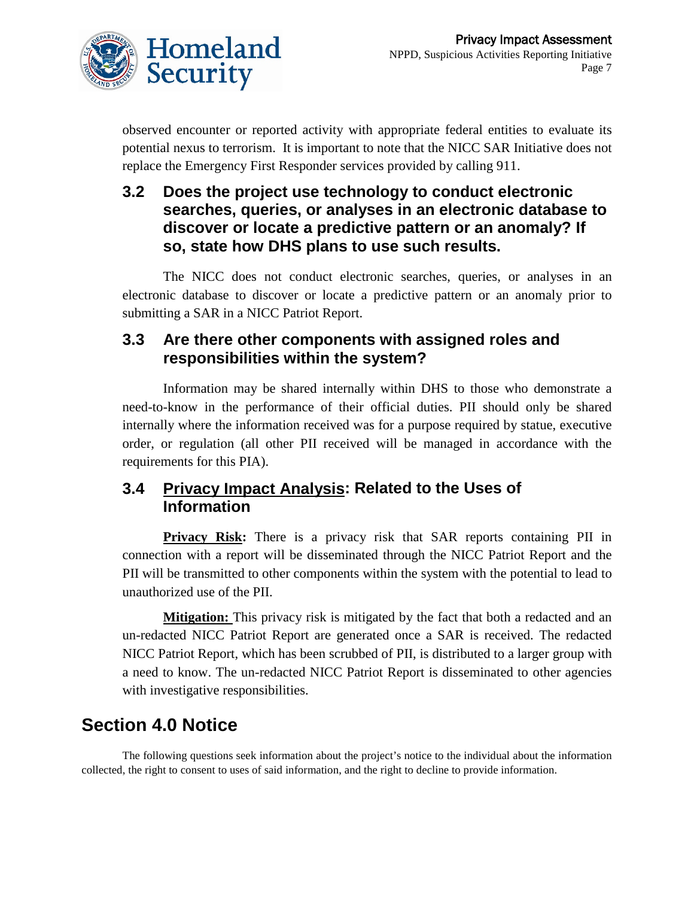observed encounter or reported activity with appropriate federal entities to evaluate its potential nexus to terrorism. It is important to note that the NICC SAR Initiative does not replace the Emergency First Responder services provided by calling 911.

### 3.2 Does the project use technology to conduct electronic searches, queries, or analyses in an electronic database to discover or locate a predictive pattern or an anomaly? If so, state how DHS plans to use such results.

The NICC does not conduct electronic searches, queries, or analyses in an electronic database to discover or locate a predictive pattern or an anomaly prior to submitting a SAR in a NICC Patriot Report.

### 3.3 Are there other components with assigned roles and responsibilities within the system?

Information may be shared internally within DHS to those who demonstrate a need-to-know in the performance of their official duties. PII should only be shared internally where the information received was for a purpose required by statue, executive order, or regulation (all other PII received will be managed in accordance with the requirements for this PIA).

### 3.4 Privacy Impact Analysis: Related to the Uses of Information

**Privacy Risk:** There is a privacy risk that SAR reports containing PII in connection with a report will be disseminated through the NICC Patriot Report and the PII will be transmitted to other components within the system with the potential to lead to unauthorized use of the PII.

**Mitigation:** This privacy risk is mitigated by the fact that both a redacted and an un-redacted NICC Patriot Report are generated once a SAR is received. The redacted NICC Patriot Report, which has been scrubbed of PII, is distributed to a larger group with a need to know. The un-redacted NICC Patriot Report is disseminated to other agencies with investigative responsibilities.

## Section 4.0 Notice

The following questions seek information about the project's notice to the individual about the information collected, the right to consent to uses of said information, and the right to decline to provide information.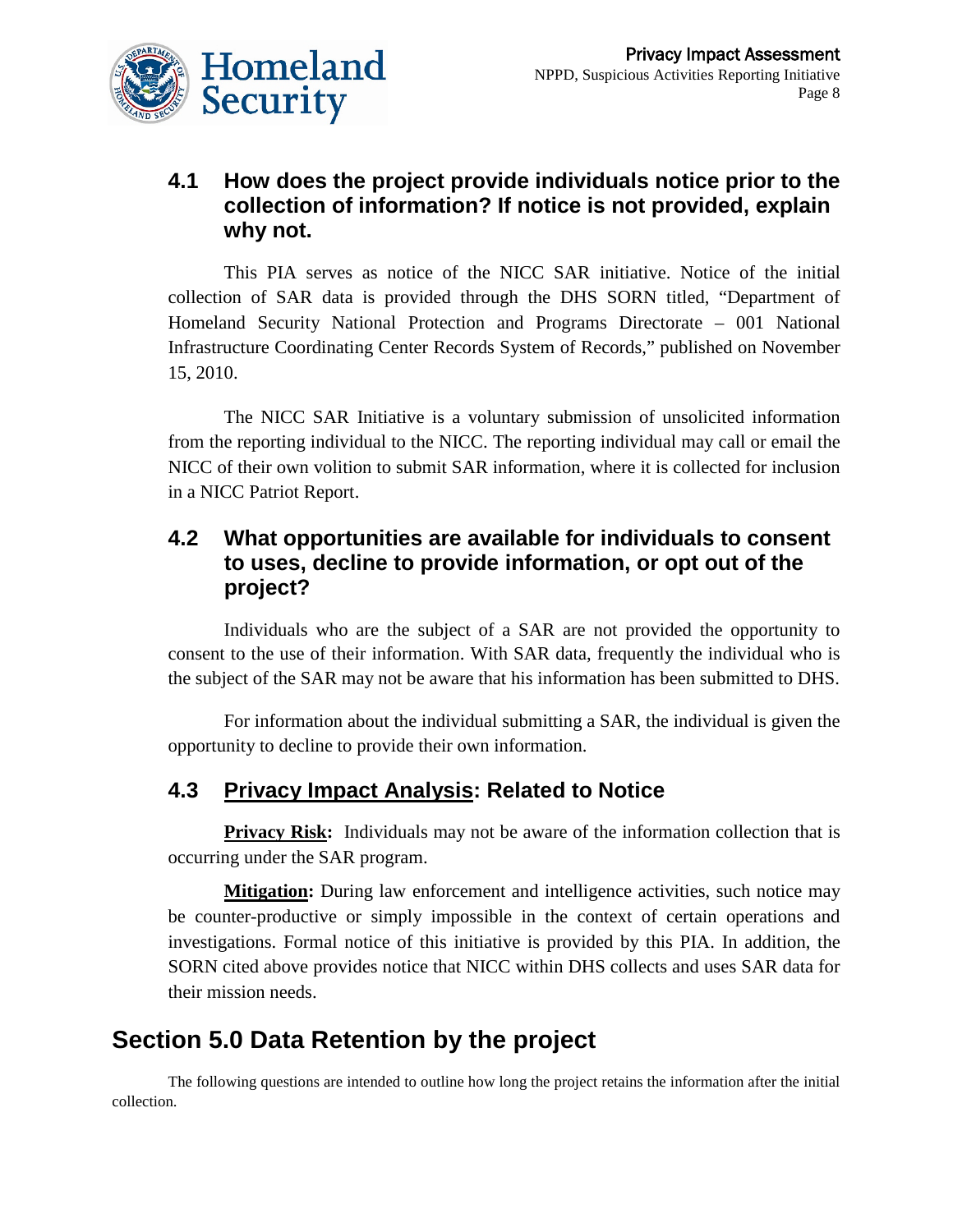### 4.1 How does the project provide individuals notice prior to the collection of information? If notice is not provided, explain why not.

This PIA serves as notice of the NICC SAR initiative. Notice of the initial collection of SAR data is provided through the DHS SORN titled, "Department of Homeland Security National Protection and Programs Directorate – 001 National Infrastructure Coordinating Center Records System of Records," published on November 15, 2010.

The NICC SAR Initiative is a voluntary submission of unsolicited information from the reporting individual to the NICC. The reporting individual may call or email the NICC of their own volition to submit SAR information, where it is collected for inclusion in a NICC Patriot Report.

### 4.2 What opportunities are available for individuals to consent to uses, decline to provide information, or opt out of the project?

Individuals who are the subject of a SAR are not provided the opportunity to consent to the use of their information. With SAR data, frequently the individual who is the subject of the SAR may not be aware that his information has been submitted to DHS.

For information about the individual submitting a SAR, the individual is given the opportunity to decline to provide their own information.

### 4.3 Privacy Impact Analysis: Related to Notice

**Privacy Risk:** Individuals may not be aware of the information collection that is occurring under the SAR program.

**Mitigation:** During law enforcement and intelligence activities, such notice may be counter-productive or simply impossible in the context of certain operations and investigations. Formal notice of this initiative is provided by this PIA. In addition, the SORN cited above provides notice that NICC within DHS collects and uses SAR data for their mission needs.

## Section 5.0 Data Retention by the project

The following questions are intended to outline how long the project retains the information after the initial collection.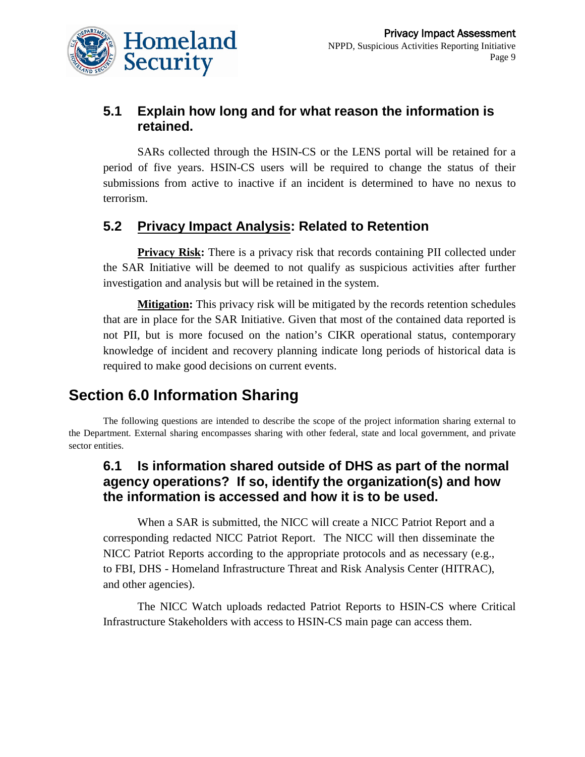### 5.1 Explain how long and for what reason the information is retained.

SARs collected through the HSIN-CS or the LENS portal will be retained for a period of five years. HSIN-CS users will be required to change the status of their submissions from active to inactive if an incident is determined to have no nexus to terrorism.

### 5.2 Privacy Impact Analysis: Related to Retention

**Privacy Risk:** There is a privacy risk that records containing PII collected under the SAR Initiative will be deemed to not qualify as suspicious activities after further investigation and analysis but will be retained in the system.

**Mitigation:** This privacy risk will be mitigated by the records retention schedules that are in place for the SAR Initiative. Given that most of the contained data reported is not PII, but is more focused on the nation's CIKR operational status, contemporary knowledge of incident and recovery planning indicate long periods of historical data is required to make good decisions on current events.

## Section 6.0 Information Sharing

The following questions are intended to describe the scope of the project information sharing external to the Department. External sharing encompasses sharing with other federal, state and local government, and private sector entities.

### 6.1 Is information shared outside of DHS as part of the normal agency operations? If so, identify the organization(s) and how the information is accessed and how it is to be used.

When a SAR is submitted, the NICC will create a NICC Patriot Report and a corresponding redacted NICC Patriot Report. The NICC will then disseminate the NICC Patriot Reports according to the appropriate protocols and as necessary (e.g., to FBI, DHS - Homeland Infrastructure Threat and Risk Analysis Center (HITRAC), and other agencies).

The NICC Watch uploads redacted Patriot Reports to HSIN-CS where Critical Infrastructure Stakeholders with access to HSIN-CS main page can access them.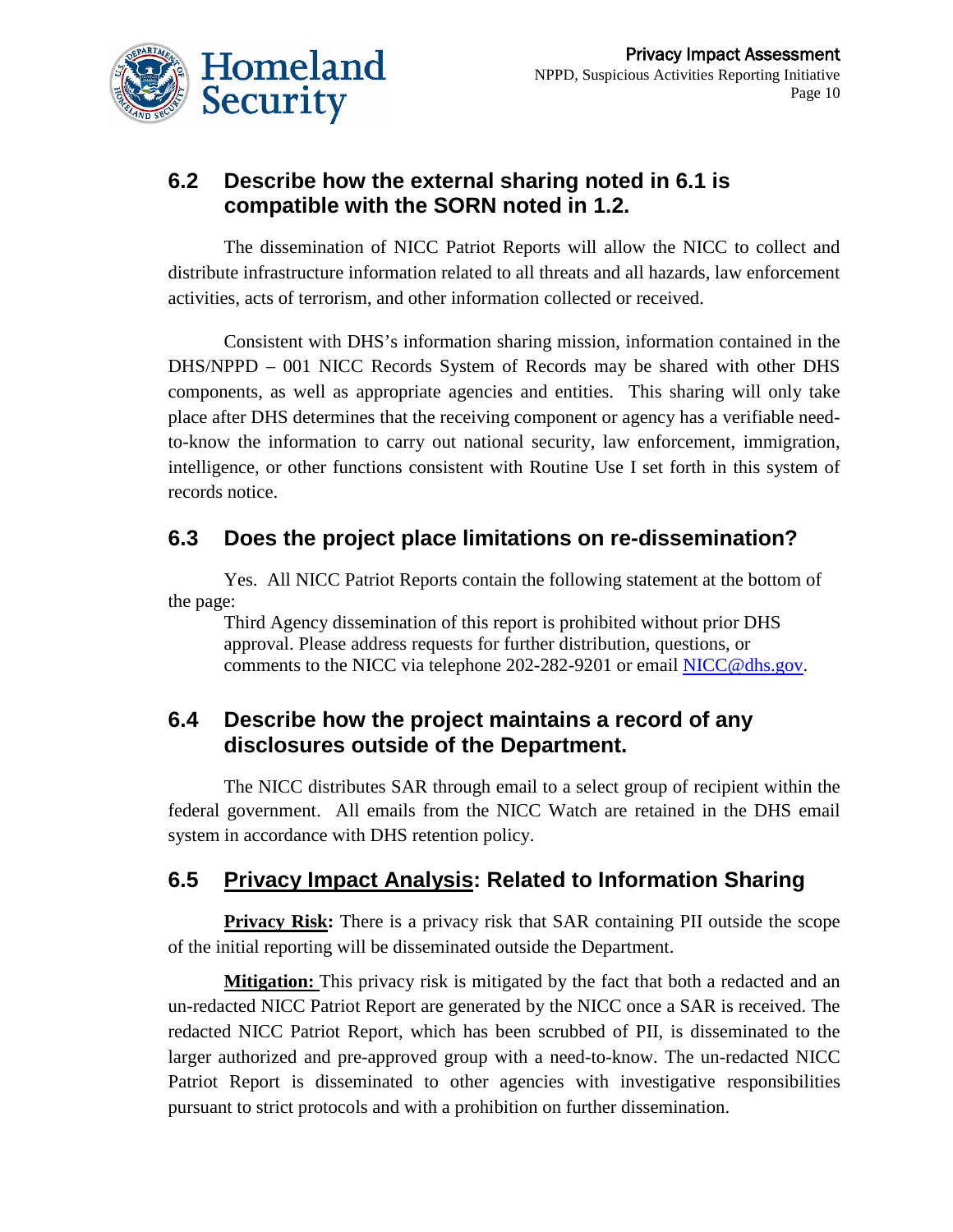## 6.2 Describe how the external sharing noted in 6.1 is compatible with the SORN noted in 1.2.

The dissemination of NICC Patriot Reports will allow the NICC to collect and distribute infrastructure information related to all threats and all hazards, law enforcement activities, acts of terrorism, and other information collected or received.

Consistent with DHS's information sharing mission, information contained in the DHS/NPPD – 001 NICC Records System of Records may be shared with other DHS components, as well as appropriate agencies and entities. This sharing will only take place after DHS determines that the receiving component or agency has a verifiable need-to-know the information to carry out national security, law enforcement, immigration, intelligence, or other functions consistent with Routine Use I set forth in this system of records notice.

## 6.3 Does the project place limitations on re-dissemination?

Yes. All NICC Patriot Reports contain the following statement at the bottom of the page:

> Third Agency dissemination of this report is prohibited without prior DHS approval. Please address requests for further distribution, questions, or comments to the NICC via telephone 202-282-9201 or email NICC@dhs.gov.

## 6.4 Describe how the project maintains a record of any disclosures outside of the Department.

The NICC distributes SAR through email to a select group of recipient within the federal government. All emails from the NICC Watch are retained in the DHS email system in accordance with DHS retention policy.

## 6.5 Privacy Impact Analysis: Related to Information Sharing

**Privacy Risk:** There is a privacy risk that SAR containing PII outside the scope of the initial reporting will be disseminated outside the Department.

**Mitigation:** This privacy risk is mitigated by the fact that both a redacted and an un-redacted NICC Patriot Report are generated by the NICC once a SAR is received. The redacted NICC Patriot Report, which has been scrubbed of PII, is disseminated to the larger authorized and pre-approved group with a need-to-know. The un-redacted NICC Patriot Report is disseminated to other agencies with investigative responsibilities pursuant to strict protocols and with a prohibition on further dissemination.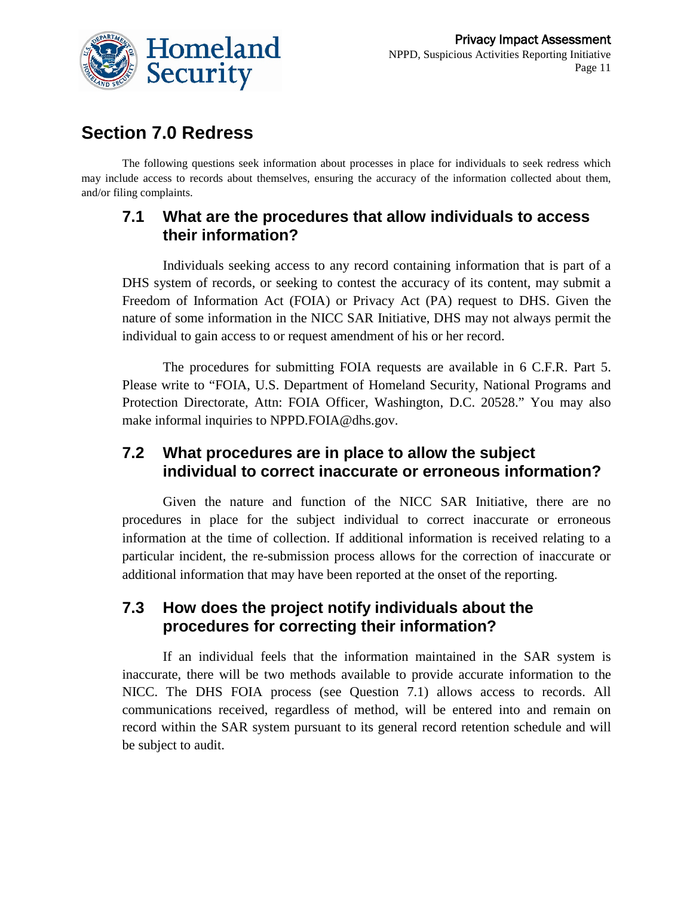## Section 7.0 Redress

The following questions seek information about processes in place for individuals to seek redress which may include access to records about themselves, ensuring the accuracy of the information collected about them, and/or filing complaints.

### 7.1 What are the procedures that allow individuals to access their information?

Individuals seeking access to any record containing information that is part of a DHS system of records, or seeking to contest the accuracy of its content, may submit a Freedom of Information Act (FOIA) or Privacy Act (PA) request to DHS. Given the nature of some information in the NICC SAR Initiative, DHS may not always permit the individual to gain access to or request amendment of his or her record.

The procedures for submitting FOIA requests are available in 6 C.F.R. Part 5. Please write to "FOIA, U.S. Department of Homeland Security, National Programs and Protection Directorate, Attn: FOIA Officer, Washington, D.C. 20528." You may also make informal inquiries to NPPD.FOIA@dhs.gov.

### 7.2 What procedures are in place to allow the subject individual to correct inaccurate or erroneous information?

Given the nature and function of the NICC SAR Initiative, there are no procedures in place for the subject individual to correct inaccurate or erroneous information at the time of collection. If additional information is received relating to a particular incident, the re-submission process allows for the correction of inaccurate or additional information that may have been reported at the onset of the reporting.

### 7.3 How does the project notify individuals about the procedures for correcting their information?

If an individual feels that the information maintained in the SAR system is inaccurate, there will be two methods available to provide accurate information to the NICC. The DHS FOIA process (see Question 7.1) allows access to records. All communications received, regardless of method, will be entered into and remain on record within the SAR system pursuant to its general record retention schedule and will be subject to audit.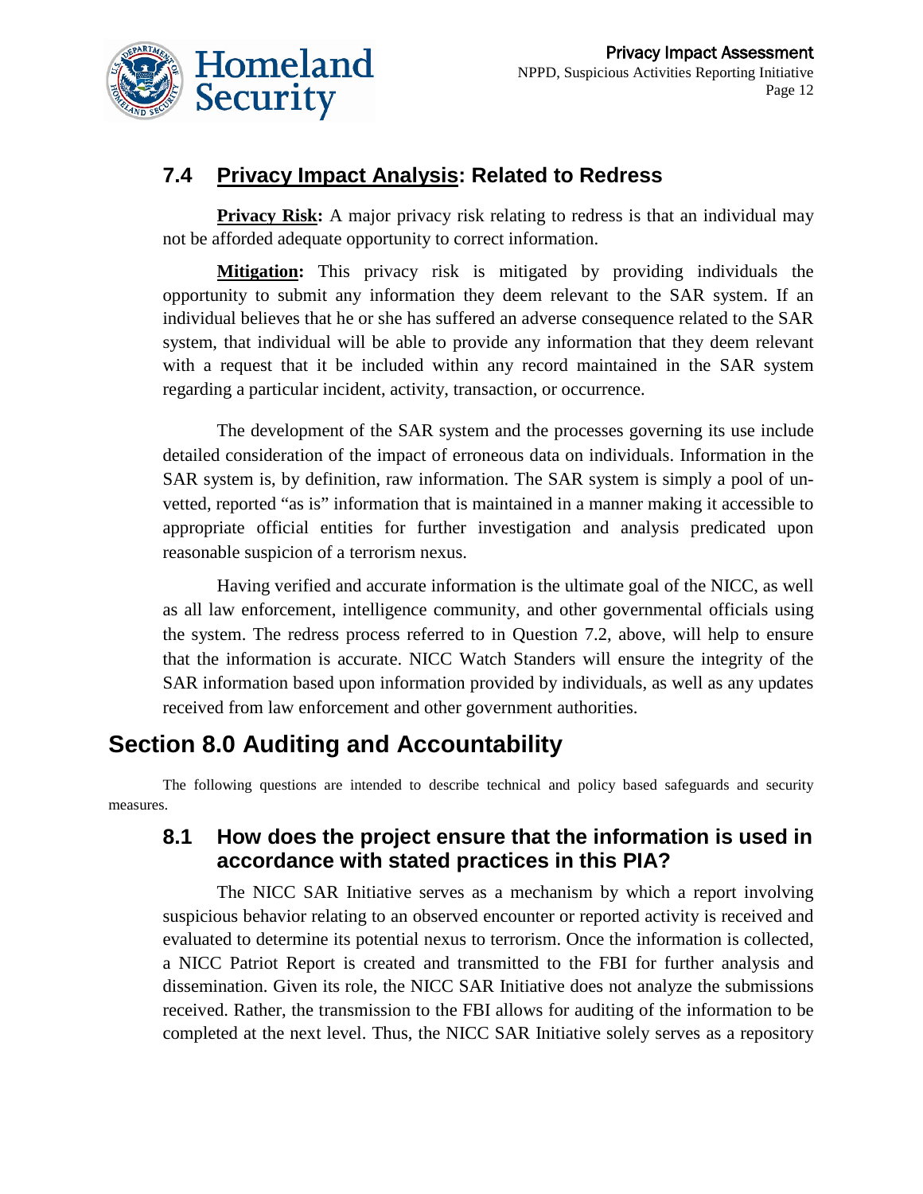### 7.4 Privacy Impact Analysis: Related to Redress

**Privacy Risk:** A major privacy risk relating to redress is that an individual may not be afforded adequate opportunity to correct information.

**Mitigation:** This privacy risk is mitigated by providing individuals the opportunity to submit any information they deem relevant to the SAR system. If an individual believes that he or she has suffered an adverse consequence related to the SAR system, that individual will be able to provide any information that they deem relevant with a request that it be included within any record maintained in the SAR system regarding a particular incident, activity, transaction, or occurrence.

The development of the SAR system and the processes governing its use include detailed consideration of the impact of erroneous data on individuals. Information in the SAR system is, by definition, raw information. The SAR system is simply a pool of un-vetted, reported "as is" information that is maintained in a manner making it accessible to appropriate official entities for further investigation and analysis predicated upon reasonable suspicion of a terrorism nexus.

Having verified and accurate information is the ultimate goal of the NICC, as well as all law enforcement, intelligence community, and other governmental officials using the system. The redress process referred to in Question 7.2, above, will help to ensure that the information is accurate. NICC Watch Standers will ensure the integrity of the SAR information based upon information provided by individuals, as well as any updates received from law enforcement and other government authorities.

## Section 8.0 Auditing and Accountability

The following questions are intended to describe technical and policy based safeguards and security measures.

### 8.1 How does the project ensure that the information is used in accordance with stated practices in this PIA?

The NICC SAR Initiative serves as a mechanism by which a report involving suspicious behavior relating to an observed encounter or reported activity is received and evaluated to determine its potential nexus to terrorism. Once the information is collected, a NICC Patriot Report is created and transmitted to the FBI for further analysis and dissemination. Given its role, the NICC SAR Initiative does not analyze the submissions received. Rather, the transmission to the FBI allows for auditing of the information to be completed at the next level. Thus, the NICC SAR Initiative solely serves as a repository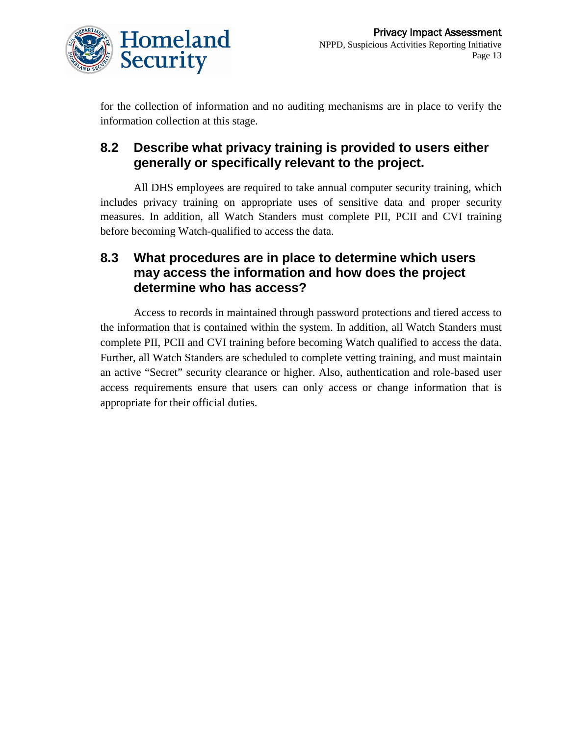for the collection of information and no auditing mechanisms are in place to verify the information collection at this stage.

### 8.2 Describe what privacy training is provided to users either generally or specifically relevant to the project.

All DHS employees are required to take annual computer security training, which includes privacy training on appropriate uses of sensitive data and proper security measures. In addition, all Watch Standers must complete PII, PCII and CVI training before becoming Watch-qualified to access the data.

### 8.3 What procedures are in place to determine which users may access the information and how does the project determine who has access?

Access to records in maintained through password protections and tiered access to the information that is contained within the system. In addition, all Watch Standers must complete PII, PCII and CVI training before becoming Watch qualified to access the data. Further, all Watch Standers are scheduled to complete vetting training, and must maintain an active "Secret" security clearance or higher. Also, authentication and role-based user access requirements ensure that users can only access or change information that is appropriate for their official duties.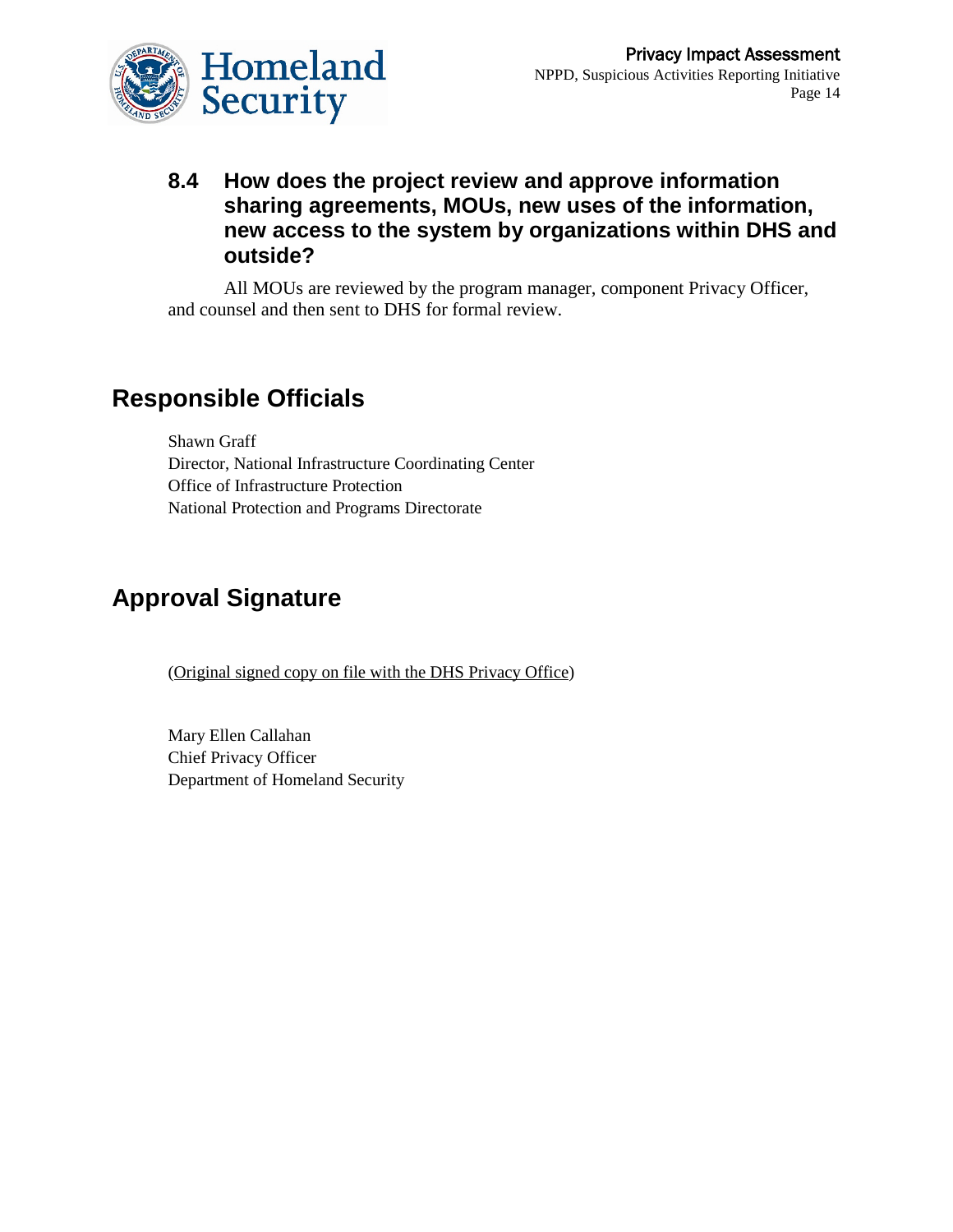### 8.4 How does the project review and approve information sharing agreements, MOUs, new uses of the information, new access to the system by organizations within DHS and outside?

All MOUs are reviewed by the program manager, component Privacy Officer, and counsel and then sent to DHS for formal review.

## Responsible Officials

Shawn Graff
Director, National Infrastructure Coordinating Center
Office of Infrastructure Protection
National Protection and Programs Directorate

## Approval Signature

(Original signed copy on file with the DHS Privacy Office)

Mary Ellen Callahan
Chief Privacy Officer
Department of Homeland Security